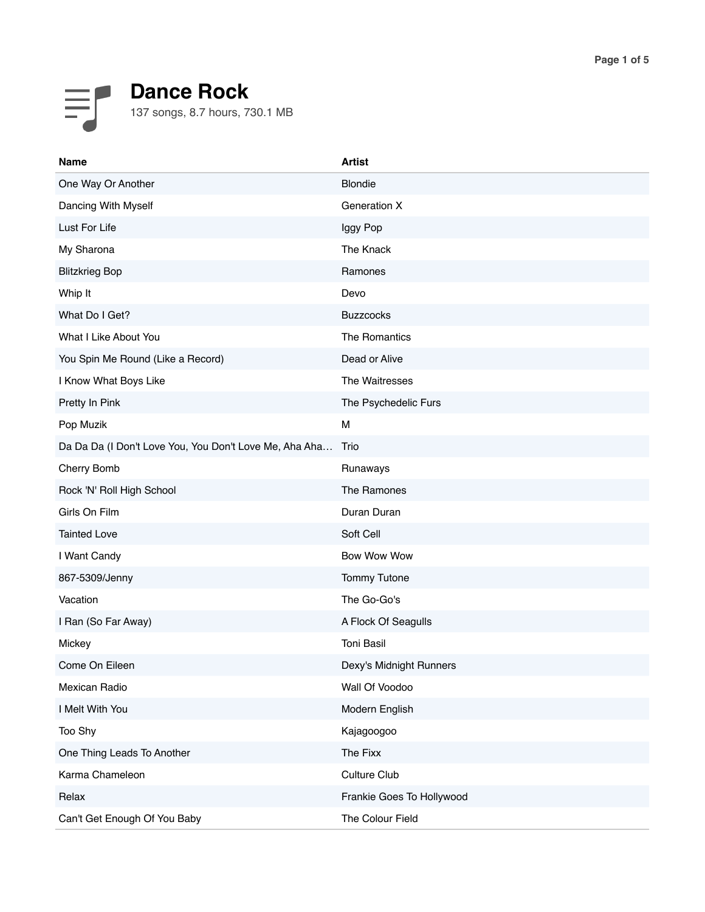# Dance Rock

137 songs, 8.7 hours, 730.1 MB

| Name | Artist |
| --- | --- |
| One Way Or Another | Blondie |
| Dancing With Myself | Generation X |
| Lust For Life | Iggy Pop |
| My Sharona | The Knack |
| Blitzkrieg Bop | Ramones |
| Whip It | Devo |
| What Do I Get? | Buzzcocks |
| What I Like About You | The Romantics |
| You Spin Me Round (Like a Record) | Dead or Alive |
| I Know What Boys Like | The Waitresses |
| Pretty In Pink | The Psychedelic Furs |
| Pop Muzik | M |
| Da Da Da (I Don't Love You, You Don't Love Me, Aha Aha… | Trio |
| Cherry Bomb | Runaways |
| Rock 'N' Roll High School | The Ramones |
| Girls On Film | Duran Duran |
| Tainted Love | Soft Cell |
| I Want Candy | Bow Wow Wow |
| 867-5309/Jenny | Tommy Tutone |
| Vacation | The Go-Go's |
| I Ran (So Far Away) | A Flock Of Seagulls |
| Mickey | Toni Basil |
| Come On Eileen | Dexy's Midnight Runners |
| Mexican Radio | Wall Of Voodoo |
| I Melt With You | Modern English |
| Too Shy | Kajagoogoo |
| One Thing Leads To Another | The Fixx |
| Karma Chameleon | Culture Club |
| Relax | Frankie Goes To Hollywood |
| Can't Get Enough Of You Baby | The Colour Field |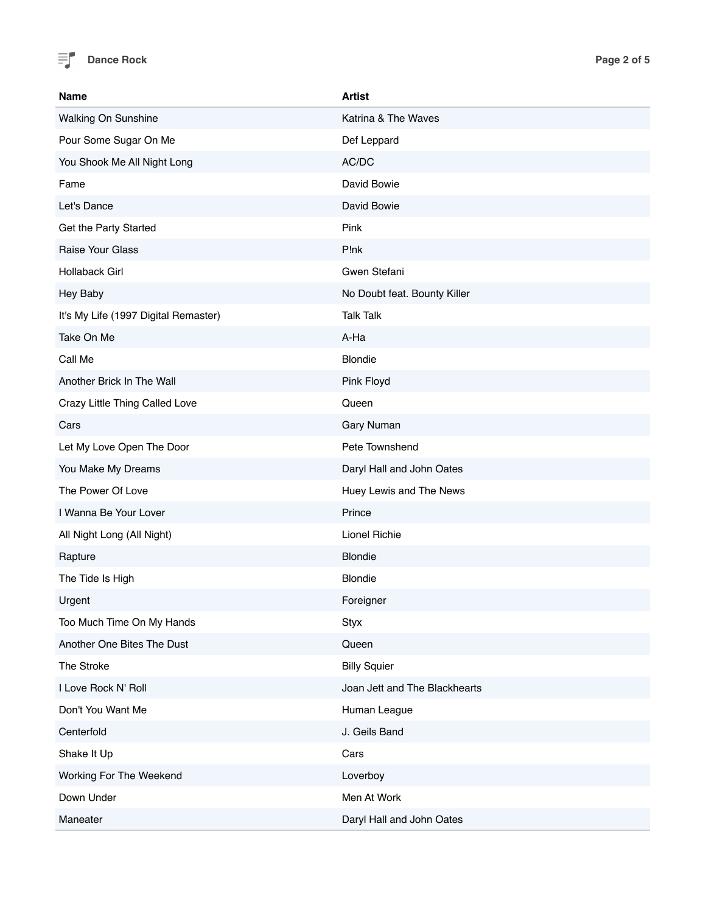| Name | Artist |
| --- | --- |
| Walking On Sunshine | Katrina & The Waves |
| Pour Some Sugar On Me | Def Leppard |
| You Shook Me All Night Long | AC/DC |
| Fame | David Bowie |
| Let's Dance | David Bowie |
| Get the Party Started | Pink |
| Raise Your Glass | P!nk |
| Hollaback Girl | Gwen Stefani |
| Hey Baby | No Doubt feat. Bounty Killer |
| It's My Life (1997 Digital Remaster) | Talk Talk |
| Take On Me | A-Ha |
| Call Me | Blondie |
| Another Brick In The Wall | Pink Floyd |
| Crazy Little Thing Called Love | Queen |
| Cars | Gary Numan |
| Let My Love Open The Door | Pete Townshend |
| You Make My Dreams | Daryl Hall and John Oates |
| The Power Of Love | Huey Lewis and The News |
| I Wanna Be Your Lover | Prince |
| All Night Long (All Night) | Lionel Richie |
| Rapture | Blondie |
| The Tide Is High | Blondie |
| Urgent | Foreigner |
| Too Much Time On My Hands | Styx |
| Another One Bites The Dust | Queen |
| The Stroke | Billy Squier |
| I Love Rock N' Roll | Joan Jett and The Blackhearts |
| Don't You Want Me | Human League |
| Centerfold | J. Geils Band |
| Shake It Up | Cars |
| Working For The Weekend | Loverboy |
| Down Under | Men At Work |
| Maneater | Daryl Hall and John Oates |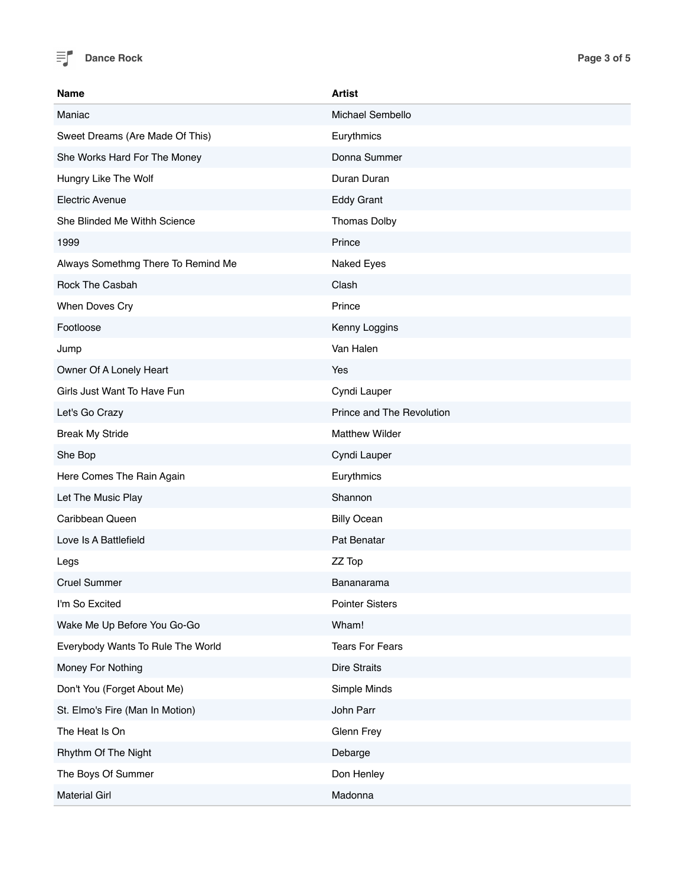| Name | Artist |
| --- | --- |
| Maniac | Michael Sembello |
| Sweet Dreams (Are Made Of This) | Eurythmics |
| She Works Hard For The Money | Donna Summer |
| Hungry Like The Wolf | Duran Duran |
| Electric Avenue | Eddy Grant |
| She Blinded Me Withh Science | Thomas Dolby |
| 1999 | Prince |
| Always Somethmg There To Remind Me | Naked Eyes |
| Rock The Casbah | Clash |
| When Doves Cry | Prince |
| Footloose | Kenny Loggins |
| Jump | Van Halen |
| Owner Of A Lonely Heart | Yes |
| Girls Just Want To Have Fun | Cyndi Lauper |
| Let's Go Crazy | Prince and The Revolution |
| Break My Stride | Matthew Wilder |
| She Bop | Cyndi Lauper |
| Here Comes The Rain Again | Eurythmics |
| Let The Music Play | Shannon |
| Caribbean Queen | Billy Ocean |
| Love Is A Battlefield | Pat Benatar |
| Legs | ZZ Top |
| Cruel Summer | Bananarama |
| I'm So Excited | Pointer Sisters |
| Wake Me Up Before You Go-Go | Wham! |
| Everybody Wants To Rule The World | Tears For Fears |
| Money For Nothing | Dire Straits |
| Don't You (Forget About Me) | Simple Minds |
| St. Elmo's Fire (Man In Motion) | John Parr |
| The Heat Is On | Glenn Frey |
| Rhythm Of The Night | Debarge |
| The Boys Of Summer | Don Henley |
| Material Girl | Madonna |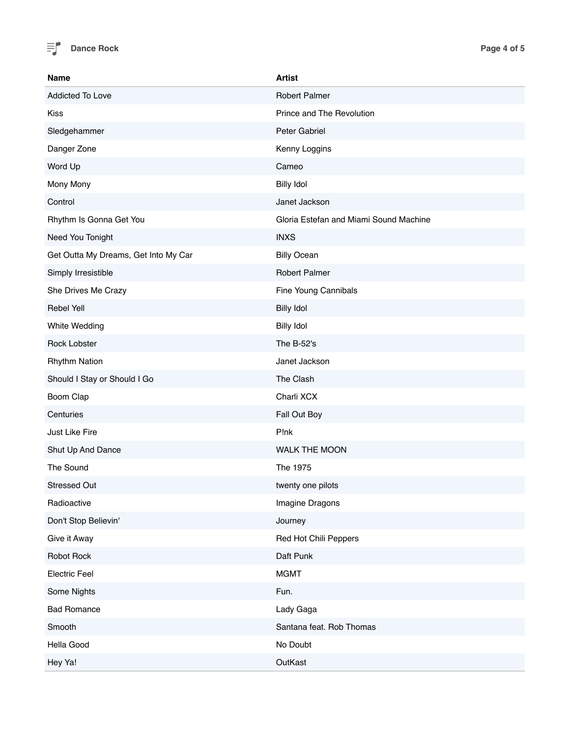| Name | Artist |
| --- | --- |
| Addicted To Love | Robert Palmer |
| Kiss | Prince and The Revolution |
| Sledgehammer | Peter Gabriel |
| Danger Zone | Kenny Loggins |
| Word Up | Cameo |
| Mony Mony | Billy Idol |
| Control | Janet Jackson |
| Rhythm Is Gonna Get You | Gloria Estefan and Miami Sound Machine |
| Need You Tonight | INXS |
| Get Outta My Dreams, Get Into My Car | Billy Ocean |
| Simply Irresistible | Robert Palmer |
| She Drives Me Crazy | Fine Young Cannibals |
| Rebel Yell | Billy Idol |
| White Wedding | Billy Idol |
| Rock Lobster | The B-52's |
| Rhythm Nation | Janet Jackson |
| Should I Stay or Should I Go | The Clash |
| Boom Clap | Charli XCX |
| Centuries | Fall Out Boy |
| Just Like Fire | P!nk |
| Shut Up And Dance | WALK THE MOON |
| The Sound | The 1975 |
| Stressed Out | twenty one pilots |
| Radioactive | Imagine Dragons |
| Don't Stop Believin' | Journey |
| Give it Away | Red Hot Chili Peppers |
| Robot Rock | Daft Punk |
| Electric Feel | MGMT |
| Some Nights | Fun. |
| Bad Romance | Lady Gaga |
| Smooth | Santana feat. Rob Thomas |
| Hella Good | No Doubt |
| Hey Ya! | OutKast |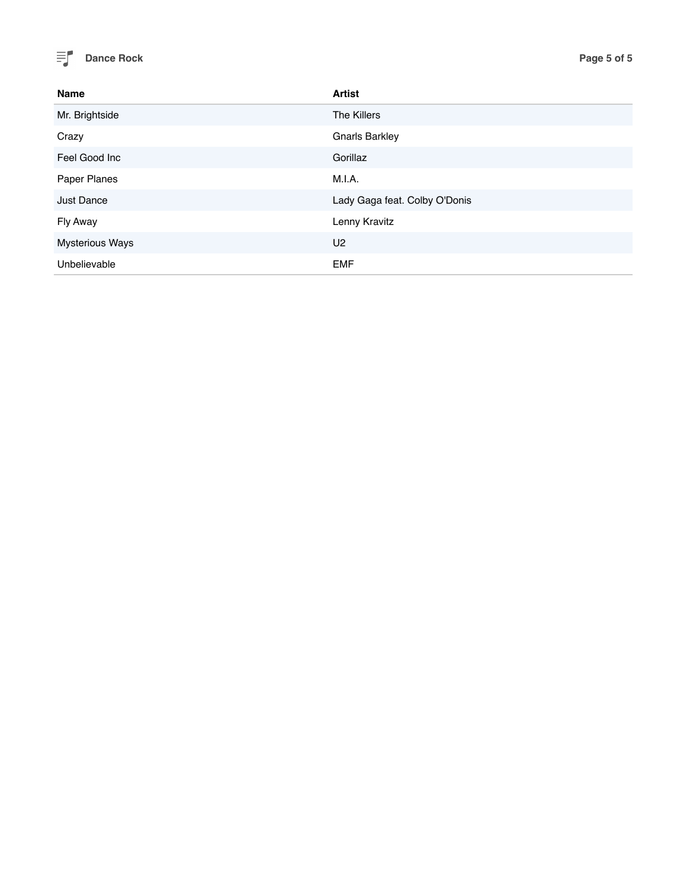| Name | Artist |
|---|---|
| Mr. Brightside | The Killers |
| Crazy | Gnarls Barkley |
| Feel Good Inc | Gorillaz |
| Paper Planes | M.I.A. |
| Just Dance | Lady Gaga feat. Colby O'Donis |
| Fly Away | Lenny Kravitz |
| Mysterious Ways | U2 |
| Unbelievable | EMF |